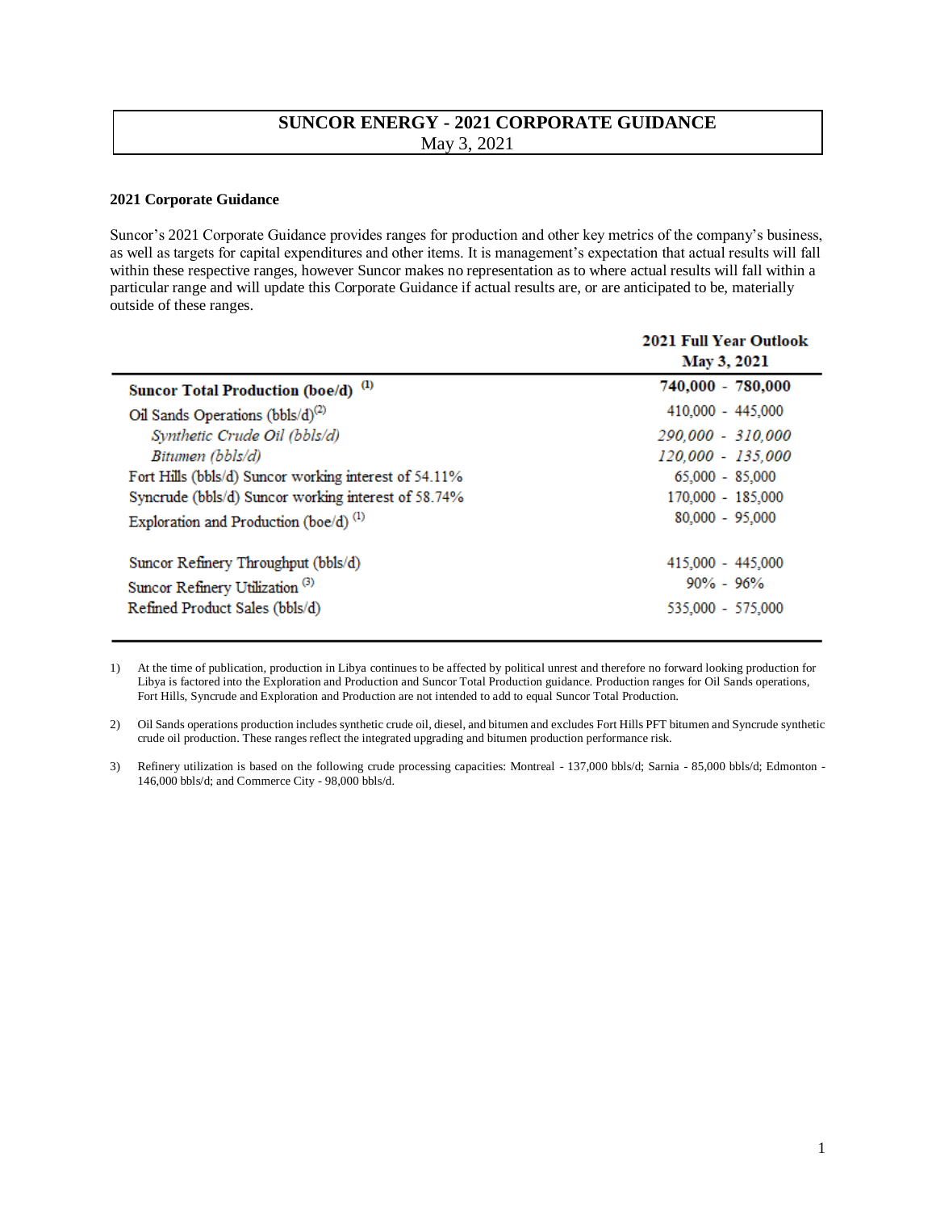# SUNCOR ENERGY - 2021 CORPORATE GUIDANCE

May 3, 2021

## 2021 Corporate Guidance

Suncor's 2021 Corporate Guidance provides ranges for production and other key metrics of the company's business, as well as targets for capital expenditures and other items. It is management's expectation that actual results will fall within these respective ranges, however Suncor makes no representation as to where actual results will fall within a particular range and will update this Corporate Guidance if actual results are, or are anticipated to be, materially outside of these ranges.

| | 2021 Full Year Outlook May 3, 2021 |
|---|---|
| **Suncor Total Production (boe/d)** [1] | **740,000 - 780,000** |
| Oil Sands Operations (bbls/d)[2] | 410,000 - 445,000 |
| *Synthetic Crude Oil (bbls/d)* | *290,000 - 310,000* |
| *Bitumen (bbls/d)* | *120,000 - 135,000* |
| Fort Hills (bbls/d) Suncor working interest of 54.11% | 65,000 - 85,000 |
| Syncrude (bbls/d) Suncor working interest of 58.74% | 170,000 - 185,000 |
| Exploration and Production (boe/d) [1] | 80,000 - 95,000 |
| | |
| Suncor Refinery Throughput (bbls/d) | 415,000 - 445,000 |
| Suncor Refinery Utilization [3] | 90% - 96% |
| Refined Product Sales (bbls/d) | 535,000 - 575,000 |

1) At the time of publication, production in Libya continues to be affected by political unrest and therefore no forward looking production for Libya is factored into the Exploration and Production and Suncor Total Production guidance. Production ranges for Oil Sands operations, Fort Hills, Syncrude and Exploration and Production are not intended to add to equal Suncor Total Production.

2) Oil Sands operations production includes synthetic crude oil, diesel, and bitumen and excludes Fort Hills PFT bitumen and Syncrude synthetic crude oil production. These ranges reflect the integrated upgrading and bitumen production performance risk.

3) Refinery utilization is based on the following crude processing capacities: Montreal - 137,000 bbls/d; Sarnia - 85,000 bbls/d; Edmonton - 146,000 bbls/d; and Commerce City - 98,000 bbls/d.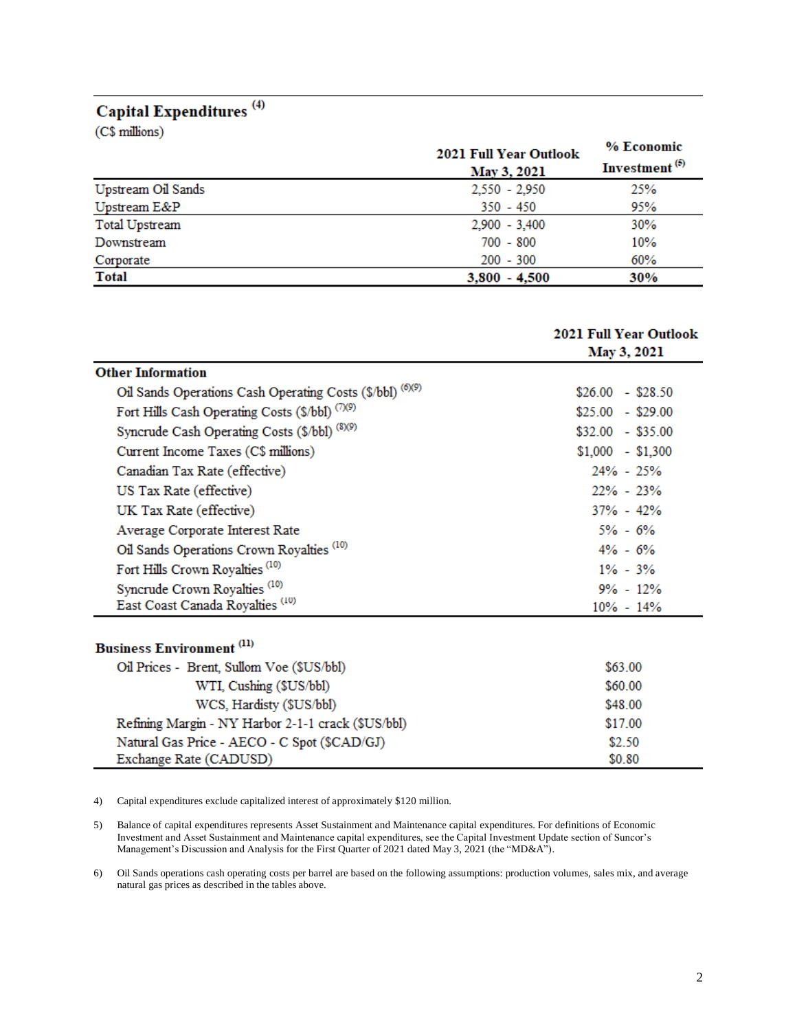## Capital Expenditures [4]

(C$ millions)

| | 2021 Full Year Outlook May 3, 2021 | % Economic Investment [5] |
|---|---|---|
| Upstream Oil Sands | 2,550 - 2,950 | 25% |
| Upstream E&P | 350 - 450 | 95% |
| Total Upstream | 2,900 - 3,400 | 30% |
| Downstream | 700 - 800 | 10% |
| Corporate | 200 - 300 | 60% |
| **Total** | **3,800 - 4,500** | **30%** |

| | 2021 Full Year Outlook May 3, 2021 |
|---|---|
| **Other Information** | |
| Oil Sands Operations Cash Operating Costs ($/bbl) [6][9] | $26.00 - $28.50 |
| Fort Hills Cash Operating Costs ($/bbl) [7][9] | $25.00 - $29.00 |
| Syncrude Cash Operating Costs ($/bbl) [8][9] | $32.00 - $35.00 |
| Current Income Taxes (C$ millions) | $1,000 - $1,300 |
| Canadian Tax Rate (effective) | 24% - 25% |
| US Tax Rate (effective) | 22% - 23% |
| UK Tax Rate (effective) | 37% - 42% |
| Average Corporate Interest Rate | 5% - 6% |
| Oil Sands Operations Crown Royalties [10] | 4% - 6% |
| Fort Hills Crown Royalties [10] | 1% - 3% |
| Syncrude Crown Royalties [10] | 9% - 12% |
| East Coast Canada Royalties [10] | 10% - 14% |
| **Business Environment** [11] | |
| Oil Prices - Brent, Sullom Voe ($US/bbl) | $63.00 |
| WTI, Cushing ($US/bbl) | $60.00 |
| WCS, Hardisty ($US/bbl) | $48.00 |
| Refining Margin - NY Harbor 2-1-1 crack ($US/bbl) | $17.00 |
| Natural Gas Price - AECO - C Spot ($CAD/GJ) | $2.50 |
| Exchange Rate (CADUSD) | $0.80 |

4) Capital expenditures exclude capitalized interest of approximately $120 million.

5) Balance of capital expenditures represents Asset Sustainment and Maintenance capital expenditures. For definitions of Economic Investment and Asset Sustainment and Maintenance capital expenditures, see the Capital Investment Update section of Suncor's Management's Discussion and Analysis for the First Quarter of 2021 dated May 3, 2021 (the "MD&A").

6) Oil Sands operations cash operating costs per barrel are based on the following assumptions: production volumes, sales mix, and average natural gas prices as described in the tables above.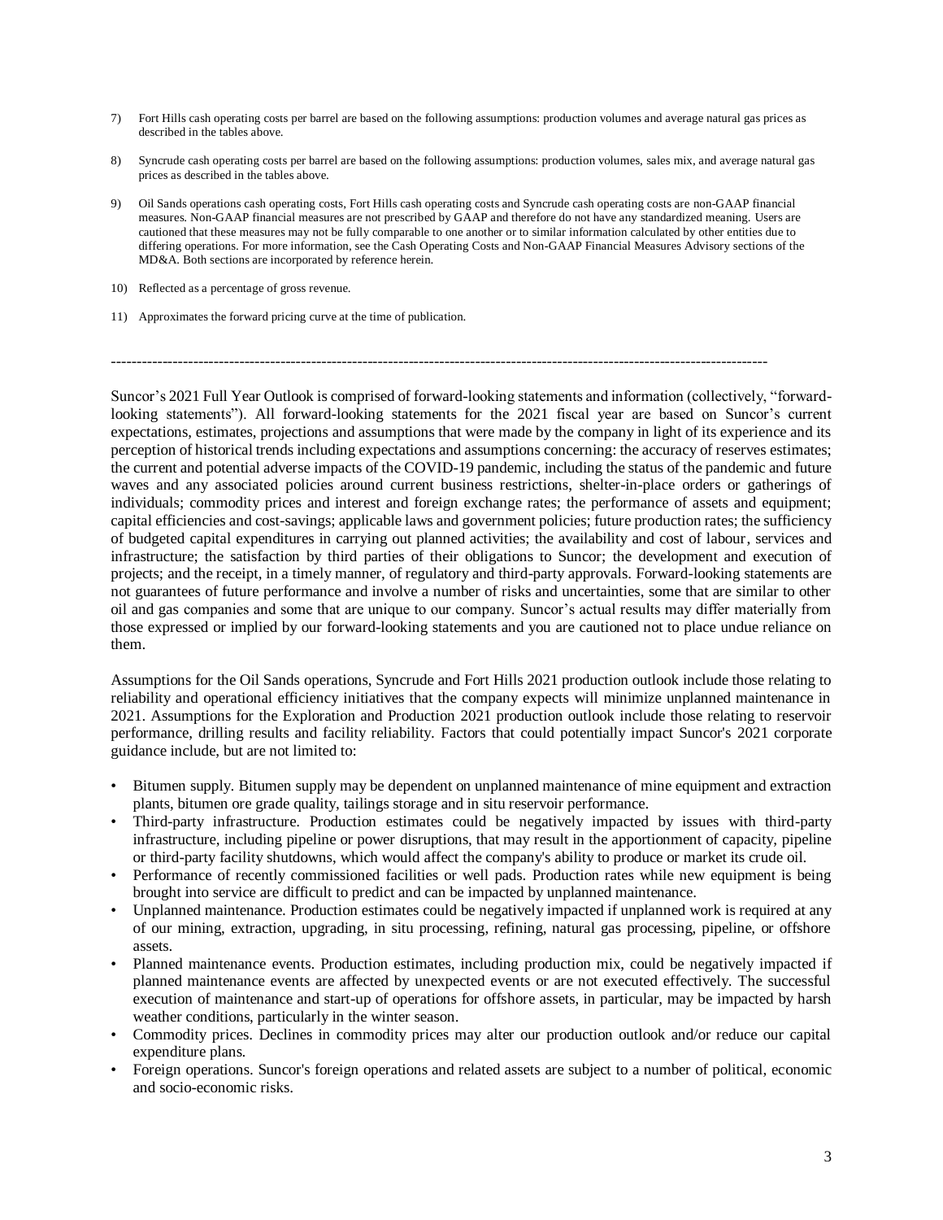7) Fort Hills cash operating costs per barrel are based on the following assumptions: production volumes and average natural gas prices as described in the tables above.

8) Syncrude cash operating costs per barrel are based on the following assumptions: production volumes, sales mix, and average natural gas prices as described in the tables above.

9) Oil Sands operations cash operating costs, Fort Hills cash operating costs and Syncrude cash operating costs are non-GAAP financial measures. Non-GAAP financial measures are not prescribed by GAAP and therefore do not have any standardized meaning. Users are cautioned that these measures may not be fully comparable to one another or to similar information calculated by other entities due to differing operations. For more information, see the Cash Operating Costs and Non-GAAP Financial Measures Advisory sections of the MD&A. Both sections are incorporated by reference herein.

10) Reflected as a percentage of gross revenue.

11) Approximates the forward pricing curve at the time of publication.

---

Suncor's 2021 Full Year Outlook is comprised of forward-looking statements and information (collectively, "forward-looking statements"). All forward-looking statements for the 2021 fiscal year are based on Suncor's current expectations, estimates, projections and assumptions that were made by the company in light of its experience and its perception of historical trends including expectations and assumptions concerning: the accuracy of reserves estimates; the current and potential adverse impacts of the COVID-19 pandemic, including the status of the pandemic and future waves and any associated policies around current business restrictions, shelter-in-place orders or gatherings of individuals; commodity prices and interest and foreign exchange rates; the performance of assets and equipment; capital efficiencies and cost-savings; applicable laws and government policies; future production rates; the sufficiency of budgeted capital expenditures in carrying out planned activities; the availability and cost of labour, services and infrastructure; the satisfaction by third parties of their obligations to Suncor; the development and execution of projects; and the receipt, in a timely manner, of regulatory and third-party approvals. Forward-looking statements are not guarantees of future performance and involve a number of risks and uncertainties, some that are similar to other oil and gas companies and some that are unique to our company. Suncor's actual results may differ materially from those expressed or implied by our forward-looking statements and you are cautioned not to place undue reliance on them.

Assumptions for the Oil Sands operations, Syncrude and Fort Hills 2021 production outlook include those relating to reliability and operational efficiency initiatives that the company expects will minimize unplanned maintenance in 2021. Assumptions for the Exploration and Production 2021 production outlook include those relating to reservoir performance, drilling results and facility reliability. Factors that could potentially impact Suncor's 2021 corporate guidance include, but are not limited to:

- Bitumen supply. Bitumen supply may be dependent on unplanned maintenance of mine equipment and extraction plants, bitumen ore grade quality, tailings storage and in situ reservoir performance.
- Third-party infrastructure. Production estimates could be negatively impacted by issues with third-party infrastructure, including pipeline or power disruptions, that may result in the apportionment of capacity, pipeline or third-party facility shutdowns, which would affect the company's ability to produce or market its crude oil.
- Performance of recently commissioned facilities or well pads. Production rates while new equipment is being brought into service are difficult to predict and can be impacted by unplanned maintenance.
- Unplanned maintenance. Production estimates could be negatively impacted if unplanned work is required at any of our mining, extraction, upgrading, in situ processing, refining, natural gas processing, pipeline, or offshore assets.
- Planned maintenance events. Production estimates, including production mix, could be negatively impacted if planned maintenance events are affected by unexpected events or are not executed effectively. The successful execution of maintenance and start-up of operations for offshore assets, in particular, may be impacted by harsh weather conditions, particularly in the winter season.
- Commodity prices. Declines in commodity prices may alter our production outlook and/or reduce our capital expenditure plans.
- Foreign operations. Suncor's foreign operations and related assets are subject to a number of political, economic and socio-economic risks.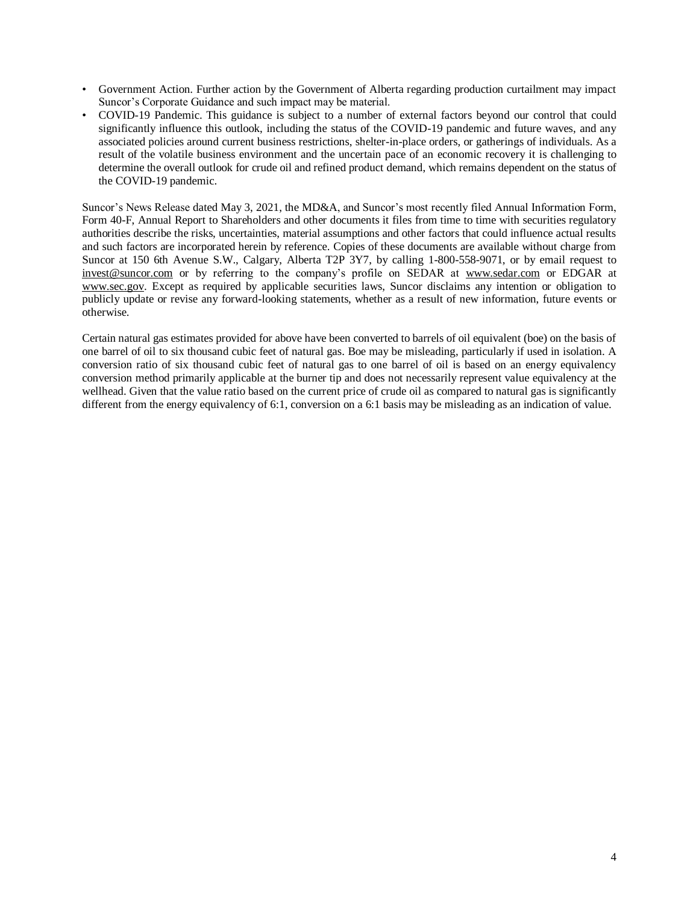- Government Action. Further action by the Government of Alberta regarding production curtailment may impact Suncor's Corporate Guidance and such impact may be material.
- COVID-19 Pandemic. This guidance is subject to a number of external factors beyond our control that could significantly influence this outlook, including the status of the COVID-19 pandemic and future waves, and any associated policies around current business restrictions, shelter-in-place orders, or gatherings of individuals. As a result of the volatile business environment and the uncertain pace of an economic recovery it is challenging to determine the overall outlook for crude oil and refined product demand, which remains dependent on the status of the COVID-19 pandemic.

Suncor's News Release dated May 3, 2021, the MD&A, and Suncor's most recently filed Annual Information Form, Form 40-F, Annual Report to Shareholders and other documents it files from time to time with securities regulatory authorities describe the risks, uncertainties, material assumptions and other factors that could influence actual results and such factors are incorporated herein by reference. Copies of these documents are available without charge from Suncor at 150 6th Avenue S.W., Calgary, Alberta T2P 3Y7, by calling 1-800-558-9071, or by email request to invest@suncor.com or by referring to the company's profile on SEDAR at www.sedar.com or EDGAR at www.sec.gov. Except as required by applicable securities laws, Suncor disclaims any intention or obligation to publicly update or revise any forward-looking statements, whether as a result of new information, future events or otherwise.

Certain natural gas estimates provided for above have been converted to barrels of oil equivalent (boe) on the basis of one barrel of oil to six thousand cubic feet of natural gas. Boe may be misleading, particularly if used in isolation. A conversion ratio of six thousand cubic feet of natural gas to one barrel of oil is based on an energy equivalency conversion method primarily applicable at the burner tip and does not necessarily represent value equivalency at the wellhead. Given that the value ratio based on the current price of crude oil as compared to natural gas is significantly different from the energy equivalency of 6:1, conversion on a 6:1 basis may be misleading as an indication of value.